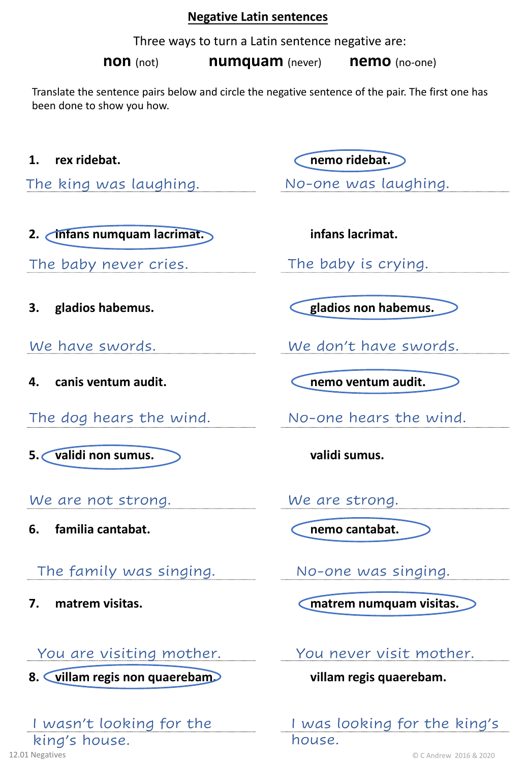# Negative Latin sentences

Three ways to turn a Latin sentence negative are:

**non** (not) **numquam** (never) **nemo** (no-one)

Translate the sentence pairs below and circle the negative sentence of the pair. The first one has been done to show you how.

| | |
|---|---|
| **1. rex ridebat.** | **nemo ridebat.** (circled) |
| The king was laughing. | No-one was laughing. |
| **2. infans numquam lacrimat.** (circled) | **infans lacrimat.** |
| The baby never cries. | The baby is crying. |
| **3. gladios habemus.** | **gladios non habemus.** (circled) |
| We have swords. | We don't have swords. |
| **4. canis ventum audit.** | **nemo ventum audit.** (circled) |
| The dog hears the wind. | No-one hears the wind. |
| **5. validi non sumus.** (circled) | **validi sumus.** |
| We are not strong. | We are strong. |
| **6. familia cantabat.** | **nemo cantabat.** (circled) |
| The family was singing. | No-one was singing. |
| **7. matrem visitas.** | **matrem numquam visitas.** (circled) |
| You are visiting mother. | You never visit mother. |
| **8. villam regis non quaerebam.** (circled) | **villam regis quaerebam.** |
| I wasn't looking for the king's house. | I was looking for the king's house. |

12.01 Negatives

© C Andrew 2016 & 2020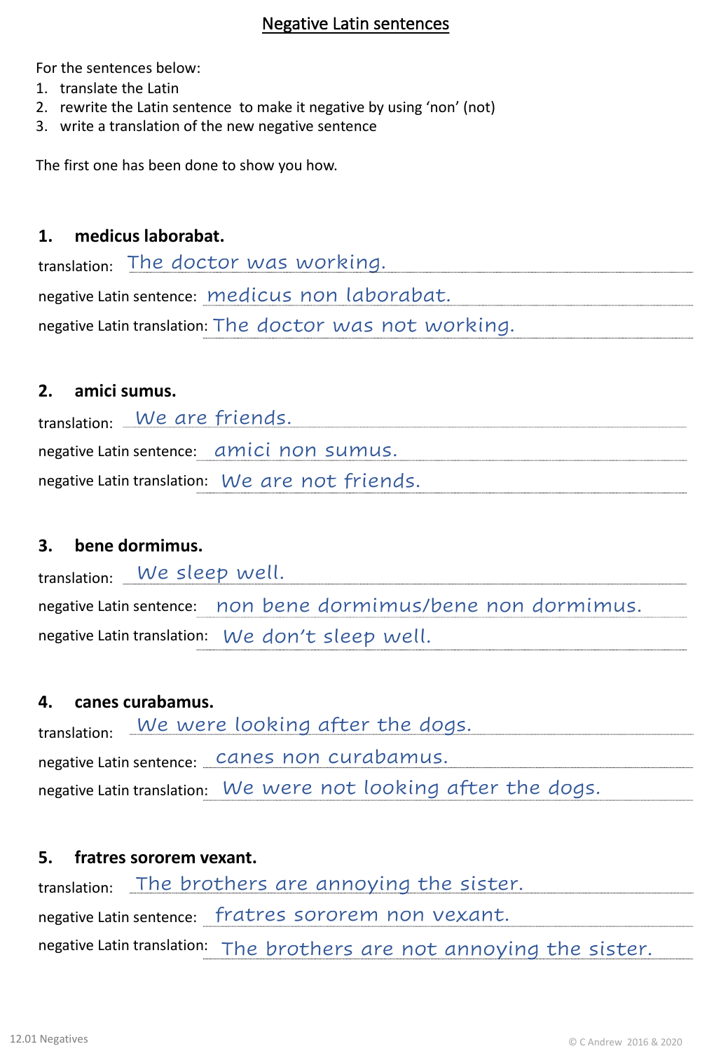# Negative Latin sentences

For the sentences below:

1. translate the Latin
2. rewrite the Latin sentence to make it negative by using 'non' (not)
3. write a translation of the new negative sentence

The first one has been done to show you how.

**1. medicus laborabat.**

translation: The doctor was working.

negative Latin sentence: medicus non laborabat.

negative Latin translation: The doctor was not working.

**2. amici sumus.**

translation: We are friends.

negative Latin sentence: amici non sumus.

negative Latin translation: We are not friends.

**3. bene dormimus.**

translation: We sleep well.

negative Latin sentence: non bene dormimus/bene non dormimus.

negative Latin translation: We don't sleep well.

**4. canes curabamus.**

translation: We were looking after the dogs.

negative Latin sentence: canes non curabamus.

negative Latin translation: We were not looking after the dogs.

**5. fratres sororem vexant.**

translation: The brothers are annoying the sister.

negative Latin sentence: fratres sororem non vexant.

negative Latin translation: The brothers are not annoying the sister.

12.01 Negatives

© C Andrew 2016 & 2020